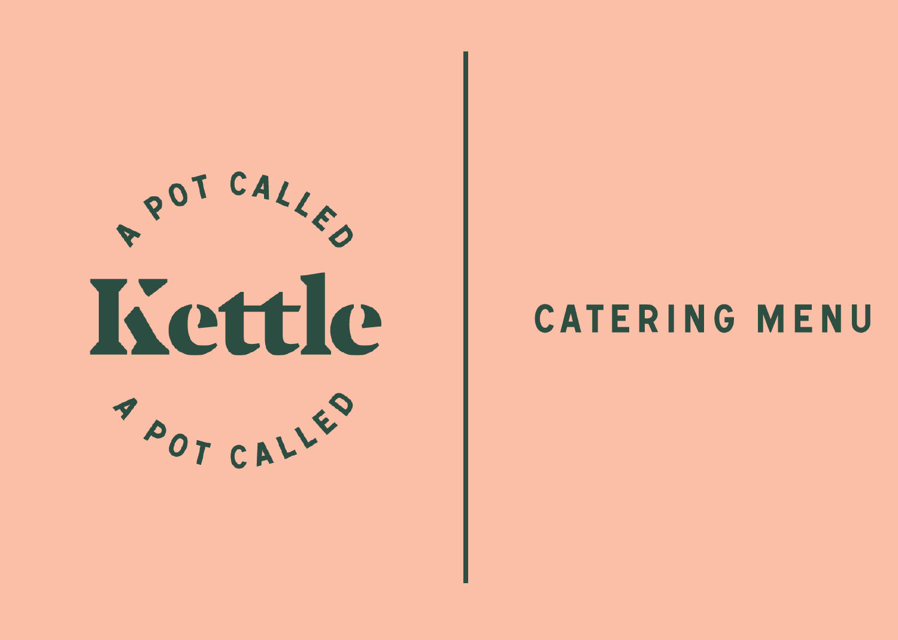A POT CALLED

# Kettle

A POT CALLED

# CATERING MENU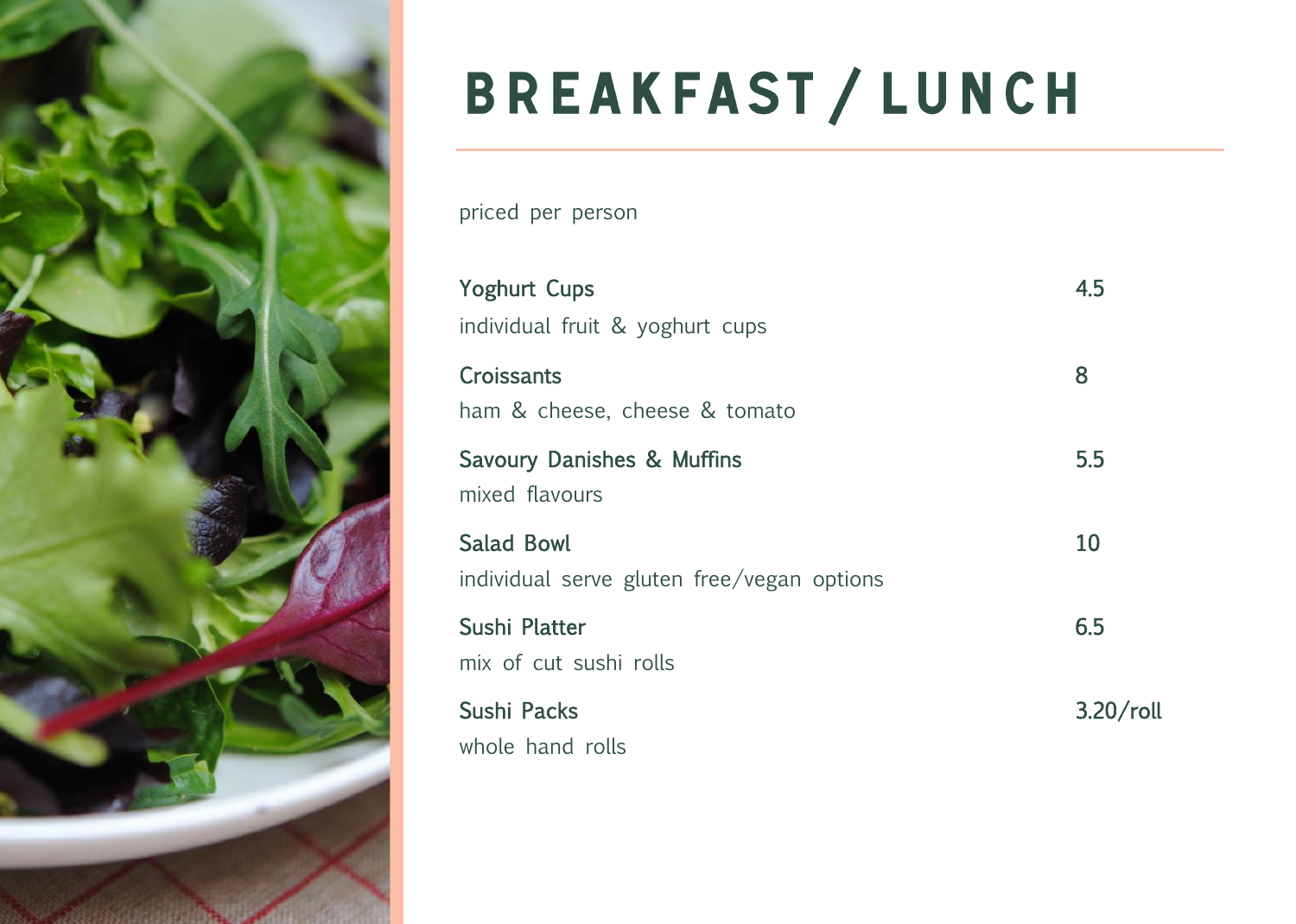# BREAKFAST / LUNCH

priced per person

| Item | Price |
| --- | --- |
| **Yoghurt Cups**<br>individual fruit & yoghurt cups | 4.5 |
| **Croissants**<br>ham & cheese, cheese & tomato | 8 |
| **Savoury Danishes & Muffins**<br>mixed flavours | 5.5 |
| **Salad Bowl**<br>individual serve gluten free/vegan options | 10 |
| **Sushi Platter**<br>mix of cut sushi rolls | 6.5 |
| **Sushi Packs**<br>whole hand rolls | 3.20/roll |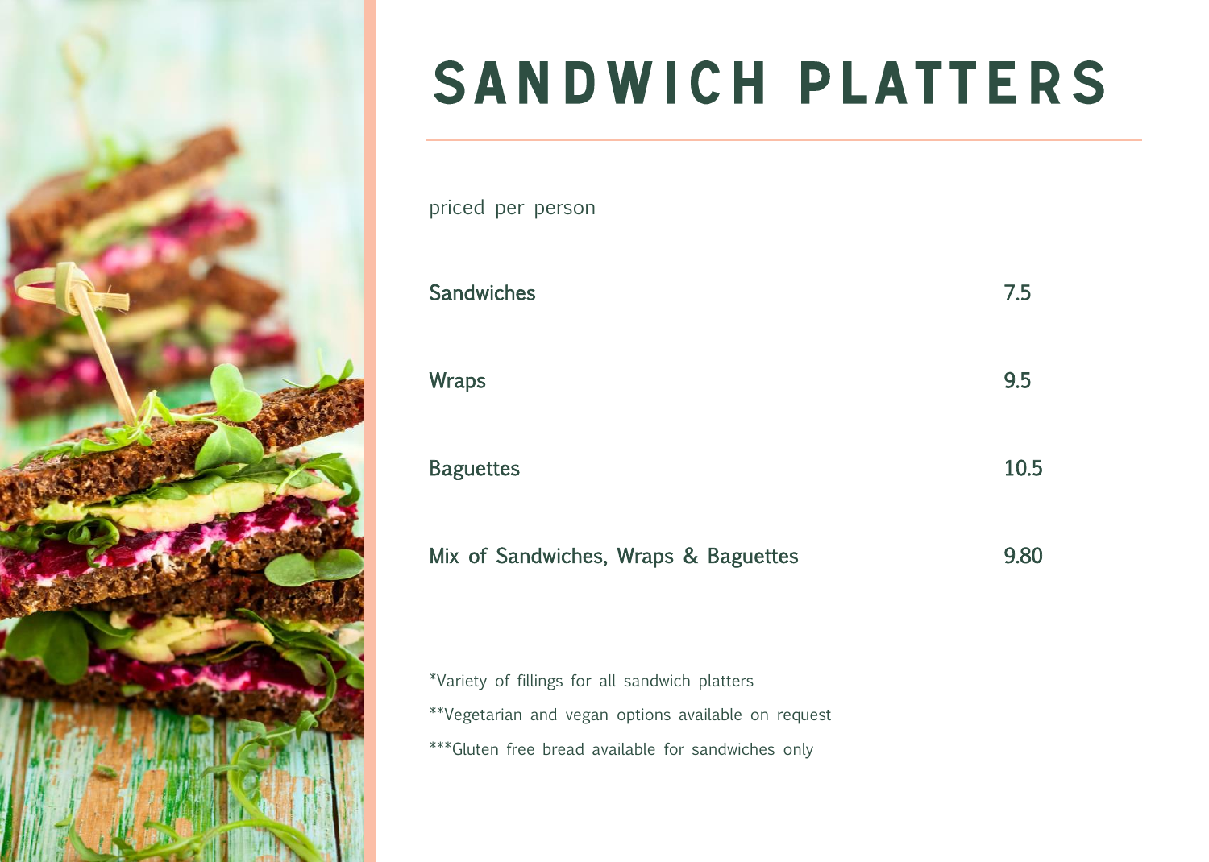# SANDWICH PLATTERS

priced per person

| Item | Price |
| --- | --- |
| Sandwiches | 7.5 |
| Wraps | 9.5 |
| Baguettes | 10.5 |
| Mix of Sandwiches, Wraps & Baguettes | 9.80 |

*Variety of fillings for all sandwich platters

**Vegetarian and vegan options available on request

***Gluten free bread available for sandwiches only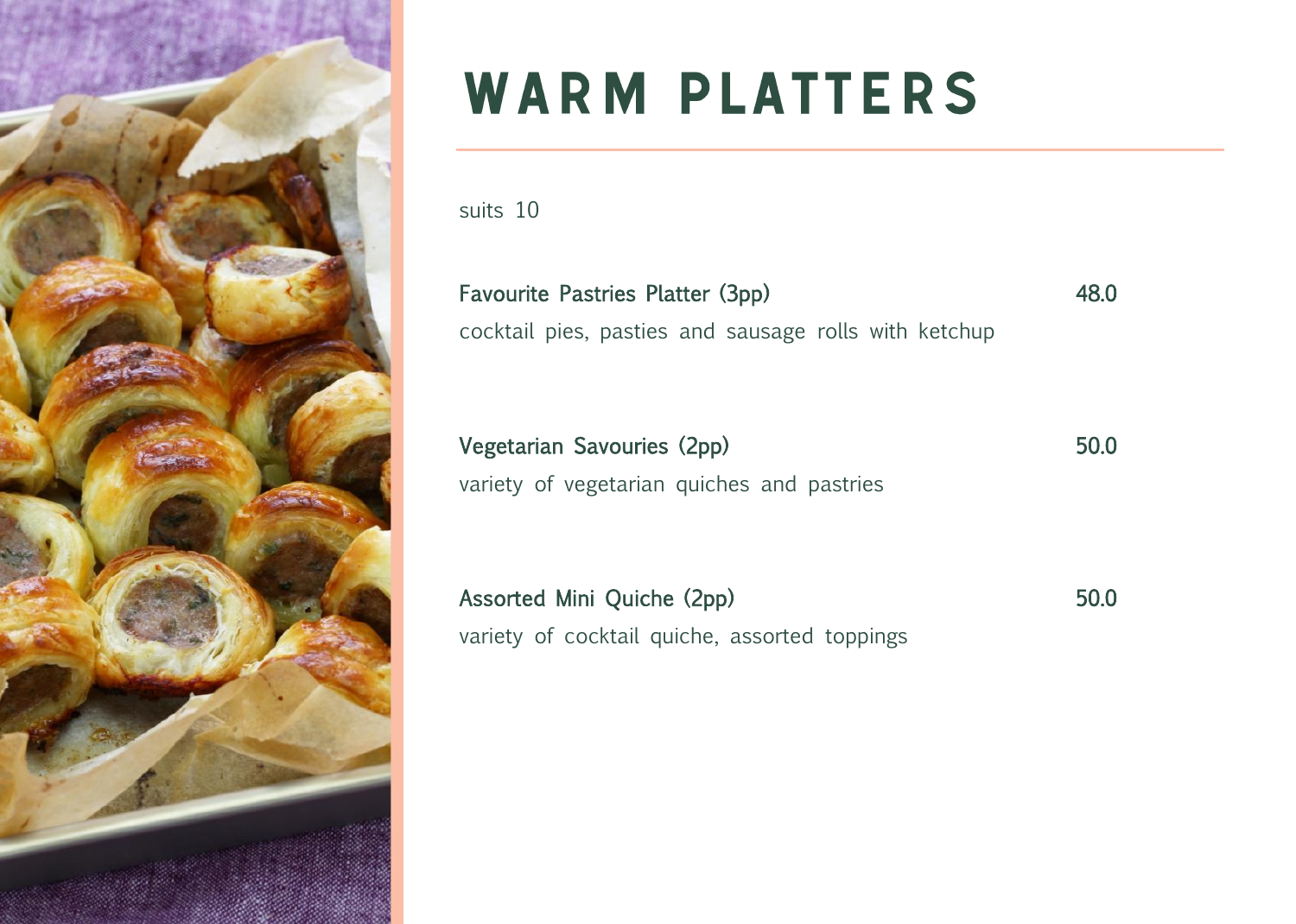# WARM PLATTERS

suits 10

**Favourite Pastries Platter (3pp)** 48.0

cocktail pies, pasties and sausage rolls with ketchup

**Vegetarian Savouries (2pp)** 50.0

variety of vegetarian quiches and pastries

**Assorted Mini Quiche (2pp)** 50.0

variety of cocktail quiche, assorted toppings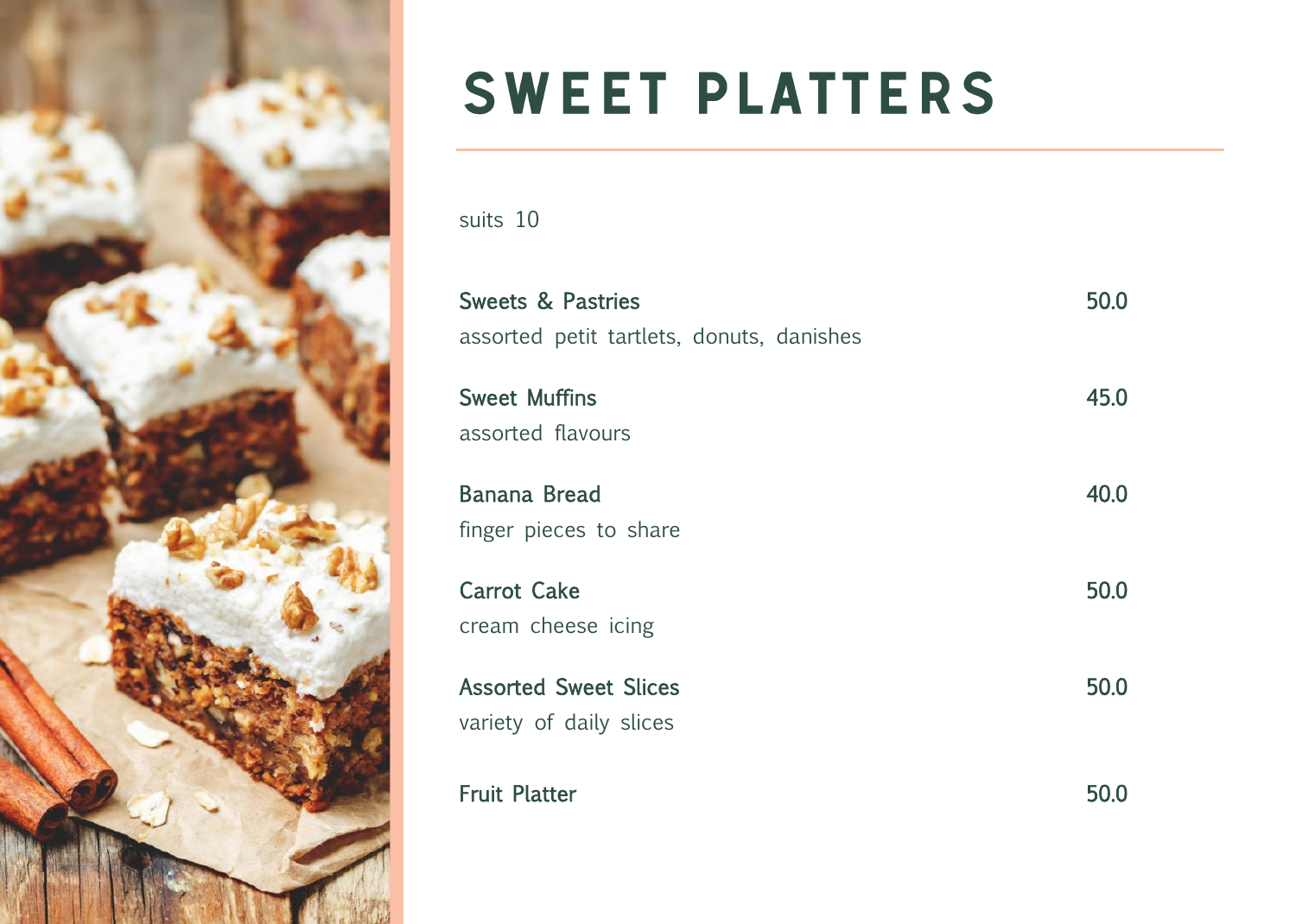# SWEET PLATTERS

suits 10

**Sweets & Pastries** 50.0
assorted petit tartlets, donuts, danishes

**Sweet Muffins** 45.0
assorted flavours

**Banana Bread** 40.0
finger pieces to share

**Carrot Cake** 50.0
cream cheese icing

**Assorted Sweet Slices** 50.0
variety of daily slices

**Fruit Platter** 50.0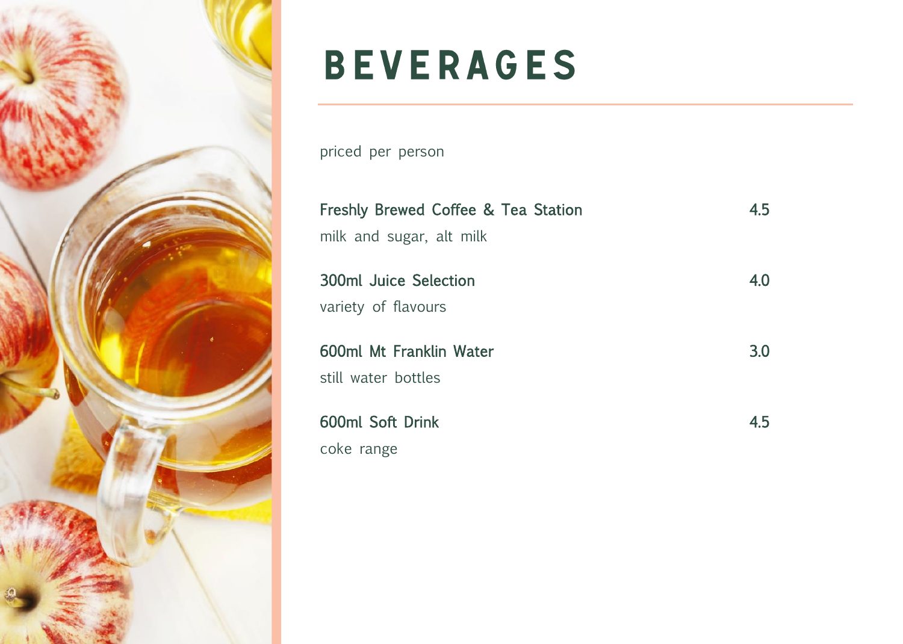# BEVERAGES

priced per person

**Freshly Brewed Coffee & Tea Station** 4.5
milk and sugar, alt milk

**300ml Juice Selection** 4.0
variety of flavours

**600ml Mt Franklin Water** 3.0
still water bottles

**600ml Soft Drink** 4.5
coke range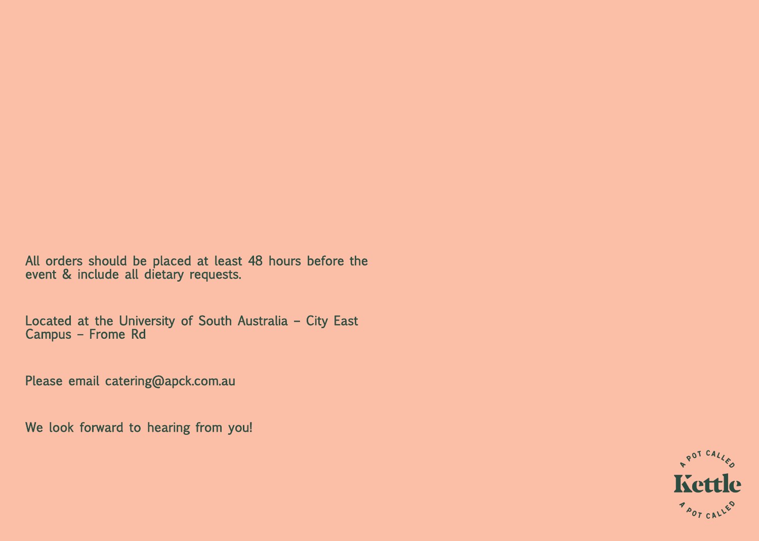All orders should be placed at least 48 hours before the event & include all dietary requests.

Located at the University of South Australia – City East Campus – Frome Rd

Please email catering@apck.com.au

We look forward to hearing from you!

A POT CALLED

Kettle

A POT CALLED